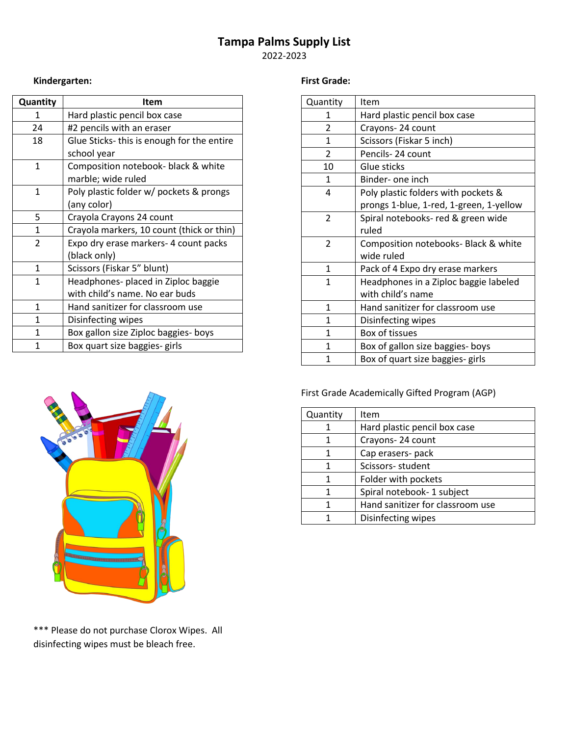# Tampa Palms Supply List

2022-2023

### Kindergarten:

| Quantity | Item |
|---|---|
| 1 | Hard plastic pencil box case |
| 24 | #2 pencils with an eraser |
| 18 | Glue Sticks- this is enough for the entire school year |
| 1 | Composition notebook- black & white marble; wide ruled |
| 1 | Poly plastic folder w/ pockets & prongs (any color) |
| 5 | Crayola Crayons 24 count |
| 1 | Crayola markers, 10 count (thick or thin) |
| 2 | Expo dry erase markers- 4 count packs (black only) |
| 1 | Scissors (Fiskar 5" blunt) |
| 1 | Headphones- placed in Ziploc baggie with child's name. No ear buds |
| 1 | Hand sanitizer for classroom use |
| 1 | Disinfecting wipes |
| 1 | Box gallon size Ziploc baggies- boys |
| 1 | Box quart size baggies- girls |

*** Please do not purchase Clorox Wipes. All disinfecting wipes must be bleach free.

### First Grade:

| Quantity | Item |
|---|---|
| 1 | Hard plastic pencil box case |
| 2 | Crayons- 24 count |
| 1 | Scissors (Fiskar 5 inch) |
| 2 | Pencils- 24 count |
| 10 | Glue sticks |
| 1 | Binder- one inch |
| 4 | Poly plastic folders with pockets & prongs 1-blue, 1-red, 1-green, 1-yellow |
| 2 | Spiral notebooks- red & green wide ruled |
| 2 | Composition notebooks- Black & white wide ruled |
| 1 | Pack of 4 Expo dry erase markers |
| 1 | Headphones in a Ziploc baggie labeled with child's name |
| 1 | Hand sanitizer for classroom use |
| 1 | Disinfecting wipes |
| 1 | Box of tissues |
| 1 | Box of gallon size baggies- boys |
| 1 | Box of quart size baggies- girls |

First Grade Academically Gifted Program (AGP)

| Quantity | Item |
|---|---|
| 1 | Hard plastic pencil box case |
| 1 | Crayons- 24 count |
| 1 | Cap erasers- pack |
| 1 | Scissors- student |
| 1 | Folder with pockets |
| 1 | Spiral notebook- 1 subject |
| 1 | Hand sanitizer for classroom use |
| 1 | Disinfecting wipes |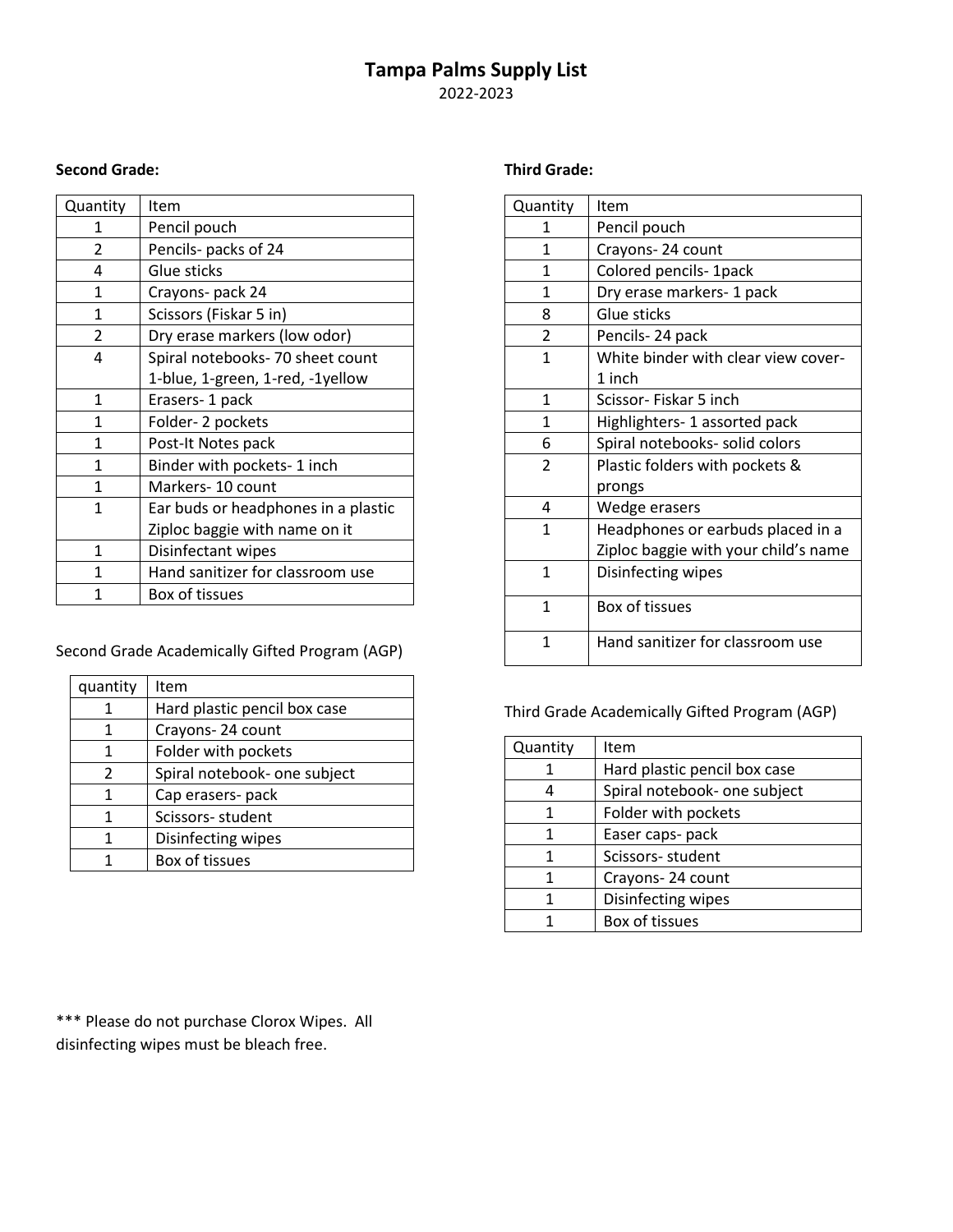# Tampa Palms Supply List

2022-2023

**Second Grade:**

| Quantity | Item |
|---|---|
| 1 | Pencil pouch |
| 2 | Pencils- packs of 24 |
| 4 | Glue sticks |
| 1 | Crayons- pack 24 |
| 1 | Scissors (Fiskar 5 in) |
| 2 | Dry erase markers (low odor) |
| 4 | Spiral notebooks- 70 sheet count 1-blue, 1-green, 1-red, -1yellow |
| 1 | Erasers- 1 pack |
| 1 | Folder- 2 pockets |
| 1 | Post-It Notes pack |
| 1 | Binder with pockets- 1 inch |
| 1 | Markers- 10 count |
| 1 | Ear buds or headphones in a plastic Ziploc baggie with name on it |
| 1 | Disinfectant wipes |
| 1 | Hand sanitizer for classroom use |
| 1 | Box of tissues |

Second Grade Academically Gifted Program (AGP)

| quantity | Item |
|---|---|
| 1 | Hard plastic pencil box case |
| 1 | Crayons- 24 count |
| 1 | Folder with pockets |
| 2 | Spiral notebook- one subject |
| 1 | Cap erasers- pack |
| 1 | Scissors- student |
| 1 | Disinfecting wipes |
| 1 | Box of tissues |

**Third Grade:**

| Quantity | Item |
|---|---|
| 1 | Pencil pouch |
| 1 | Crayons- 24 count |
| 1 | Colored pencils- 1pack |
| 1 | Dry erase markers- 1 pack |
| 8 | Glue sticks |
| 2 | Pencils- 24 pack |
| 1 | White binder with clear view cover- 1 inch |
| 1 | Scissor- Fiskar 5 inch |
| 1 | Highlighters- 1 assorted pack |
| 6 | Spiral notebooks- solid colors |
| 2 | Plastic folders with pockets & prongs |
| 4 | Wedge erasers |
| 1 | Headphones or earbuds placed in a Ziploc baggie with your child's name |
| 1 | Disinfecting wipes |
| 1 | Box of tissues |
| 1 | Hand sanitizer for classroom use |

Third Grade Academically Gifted Program (AGP)

| Quantity | Item |
|---|---|
| 1 | Hard plastic pencil box case |
| 4 | Spiral notebook- one subject |
| 1 | Folder with pockets |
| 1 | Easer caps- pack |
| 1 | Scissors- student |
| 1 | Crayons- 24 count |
| 1 | Disinfecting wipes |
| 1 | Box of tissues |

*** Please do not purchase Clorox Wipes. All disinfecting wipes must be bleach free.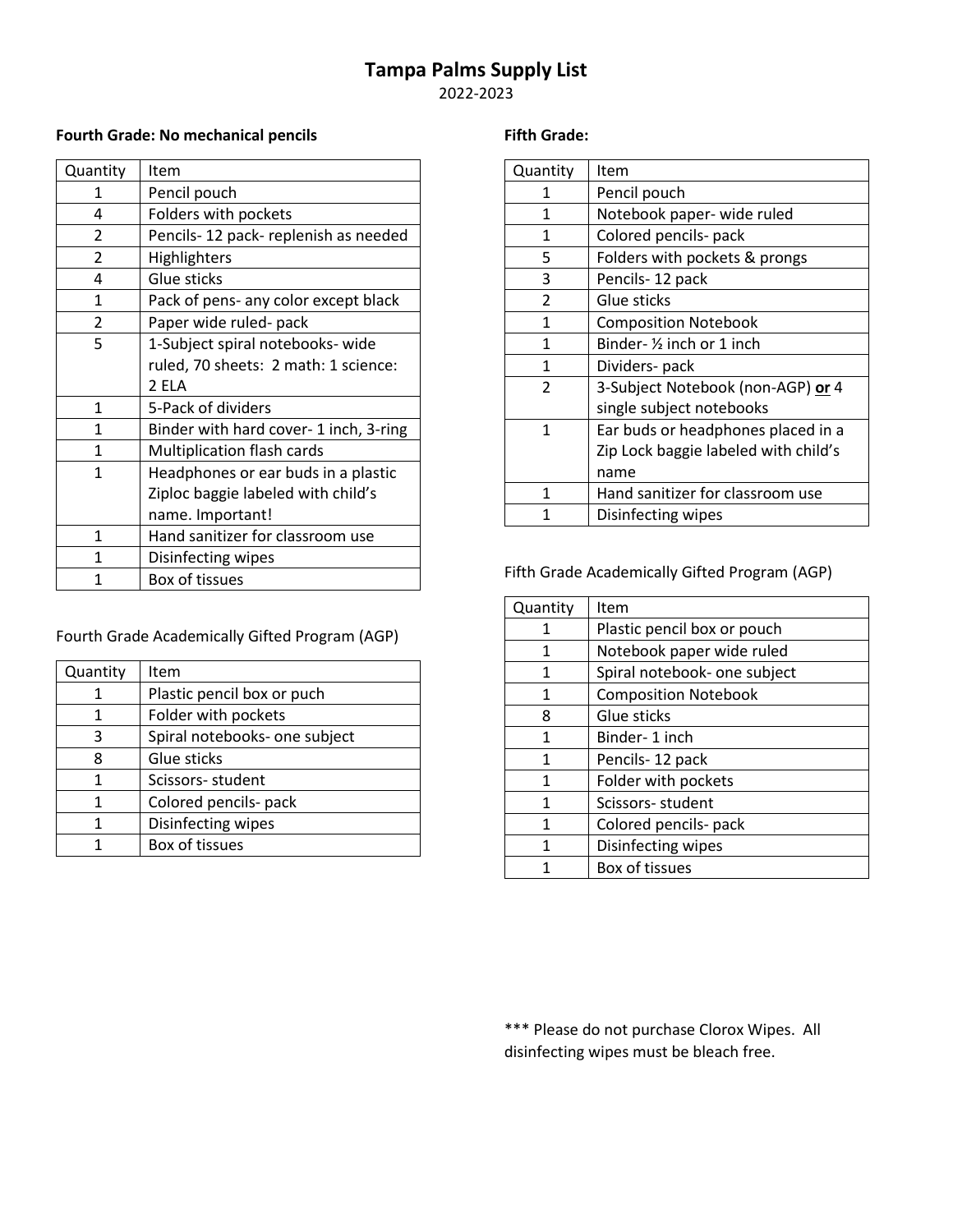# Tampa Palms Supply List

2022-2023

**Fourth Grade: No mechanical pencils**

| Quantity | Item |
|---|---|
| 1 | Pencil pouch |
| 4 | Folders with pockets |
| 2 | Pencils- 12 pack- replenish as needed |
| 2 | Highlighters |
| 4 | Glue sticks |
| 1 | Pack of pens- any color except black |
| 2 | Paper wide ruled- pack |
| 5 | 1-Subject spiral notebooks- wide ruled, 70 sheets: 2 math: 1 science: 2 ELA |
| 1 | 5-Pack of dividers |
| 1 | Binder with hard cover- 1 inch, 3-ring |
| 1 | Multiplication flash cards |
| 1 | Headphones or ear buds in a plastic Ziploc baggie labeled with child's name. Important! |
| 1 | Hand sanitizer for classroom use |
| 1 | Disinfecting wipes |
| 1 | Box of tissues |

Fourth Grade Academically Gifted Program (AGP)

| Quantity | Item |
|---|---|
| 1 | Plastic pencil box or puch |
| 1 | Folder with pockets |
| 3 | Spiral notebooks- one subject |
| 8 | Glue sticks |
| 1 | Scissors- student |
| 1 | Colored pencils- pack |
| 1 | Disinfecting wipes |
| 1 | Box of tissues |

**Fifth Grade:**

| Quantity | Item |
|---|---|
| 1 | Pencil pouch |
| 1 | Notebook paper- wide ruled |
| 1 | Colored pencils- pack |
| 5 | Folders with pockets & prongs |
| 3 | Pencils- 12 pack |
| 2 | Glue sticks |
| 1 | Composition Notebook |
| 1 | Binder- ½ inch or 1 inch |
| 1 | Dividers- pack |
| 2 | 3-Subject Notebook (non-AGP) **or** 4 single subject notebooks |
| 1 | Ear buds or headphones placed in a Zip Lock baggie labeled with child's name |
| 1 | Hand sanitizer for classroom use |
| 1 | Disinfecting wipes |

Fifth Grade Academically Gifted Program (AGP)

| Quantity | Item |
|---|---|
| 1 | Plastic pencil box or pouch |
| 1 | Notebook paper wide ruled |
| 1 | Spiral notebook- one subject |
| 1 | Composition Notebook |
| 8 | Glue sticks |
| 1 | Binder- 1 inch |
| 1 | Pencils- 12 pack |
| 1 | Folder with pockets |
| 1 | Scissors- student |
| 1 | Colored pencils- pack |
| 1 | Disinfecting wipes |
| 1 | Box of tissues |

*** Please do not purchase Clorox Wipes. All disinfecting wipes must be bleach free.